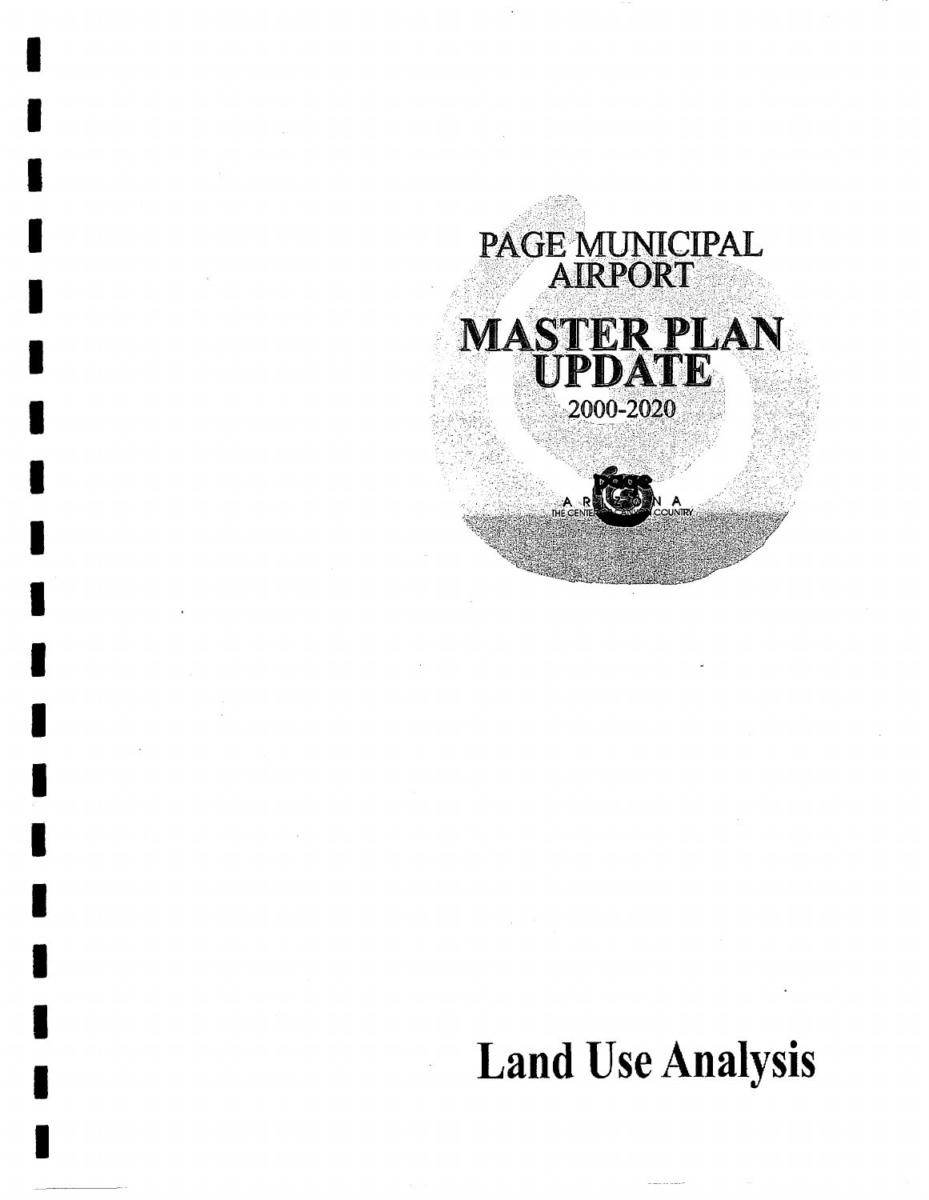# PAGE MUNICIPAL AIRPORT

# MASTER PLAN UPDATE

2000-2020

# Land Use Analysis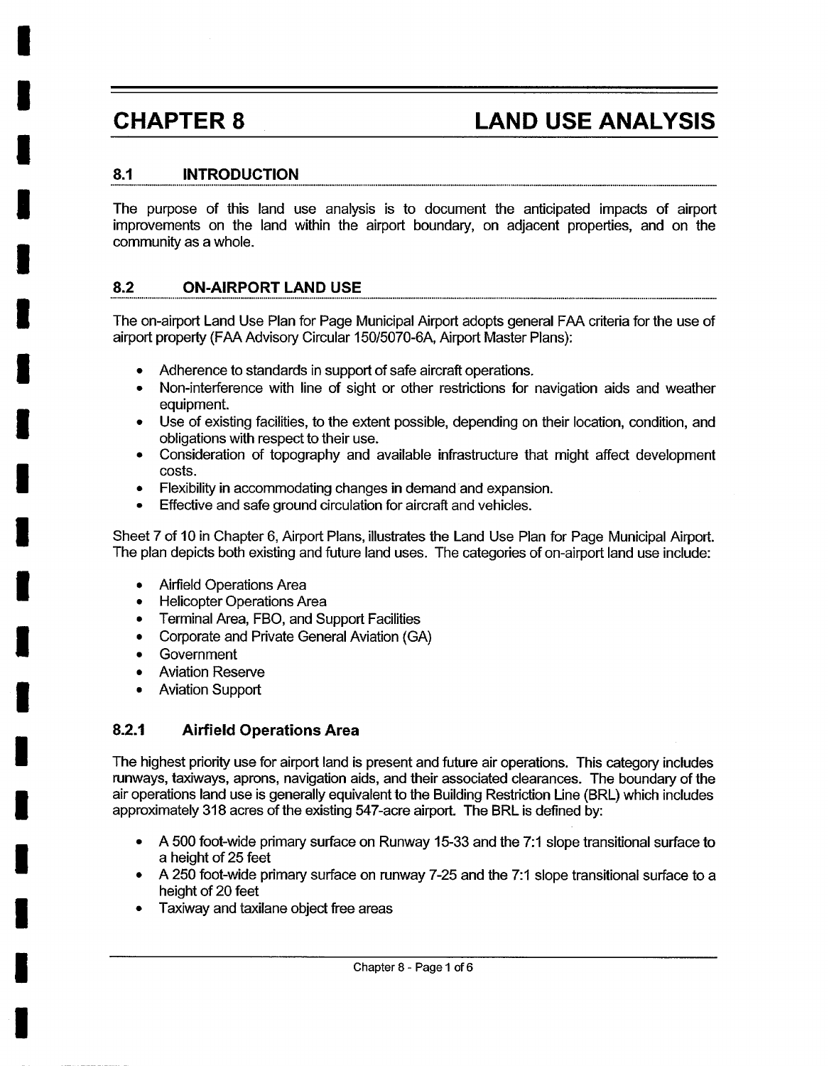# CHAPTER 8 LAND USE ANALYSIS

## 8.1 INTRODUCTION

The purpose of this land use analysis is to document the anticipated impacts of airport improvements on the land within the airport boundary, on adjacent properties, and on the community as a whole.

## 8.2 ON-AIRPORT LAND USE

The on-airport Land Use Plan for Page Municipal Airport adopts general FAA criteria for the use of airport property (FAA Advisory Circular 150/5070-6A, Airport Master Plans):

- Adherence to standards in support of safe aircraft operations.
- Non-interference with line of sight or other restrictions for navigation aids and weather equipment.
- Use of existing facilities, to the extent possible, depending on their location, condition, and obligations with respect to their use.
- Consideration of topography and available infrastructure that might affect development costs.
- Flexibility in accommodating changes in demand and expansion.
- Effective and safe ground circulation for aircraft and vehicles.

Sheet 7 of 10 in Chapter 6, Airport Plans, illustrates the Land Use Plan for Page Municipal Airport. The plan depicts both existing and future land uses. The categories of on-airport land use include:

- Airfield Operations Area
- Helicopter Operations Area
- Terminal Area, FBO, and Support Facilities
- Corporate and Private General Aviation (GA)
- Government
- Aviation Reserve
- Aviation Support

### 8.2.1 Airfield Operations Area

The highest priority use for airport land is present and future air operations. This category includes runways, taxiways, aprons, navigation aids, and their associated clearances. The boundary of the air operations land use is generally equivalent to the Building Restriction Line (BRL) which includes approximately 318 acres of the existing 547-acre airport. The BRL is defined by:

- A 500 foot-wide primary surface on Runway 15-33 and the 7:1 slope transitional surface to a height of 25 feet
- A 250 foot-wide primary surface on runway 7-25 and the 7:1 slope transitional surface to a height of 20 feet
- Taxiway and taxilane object free areas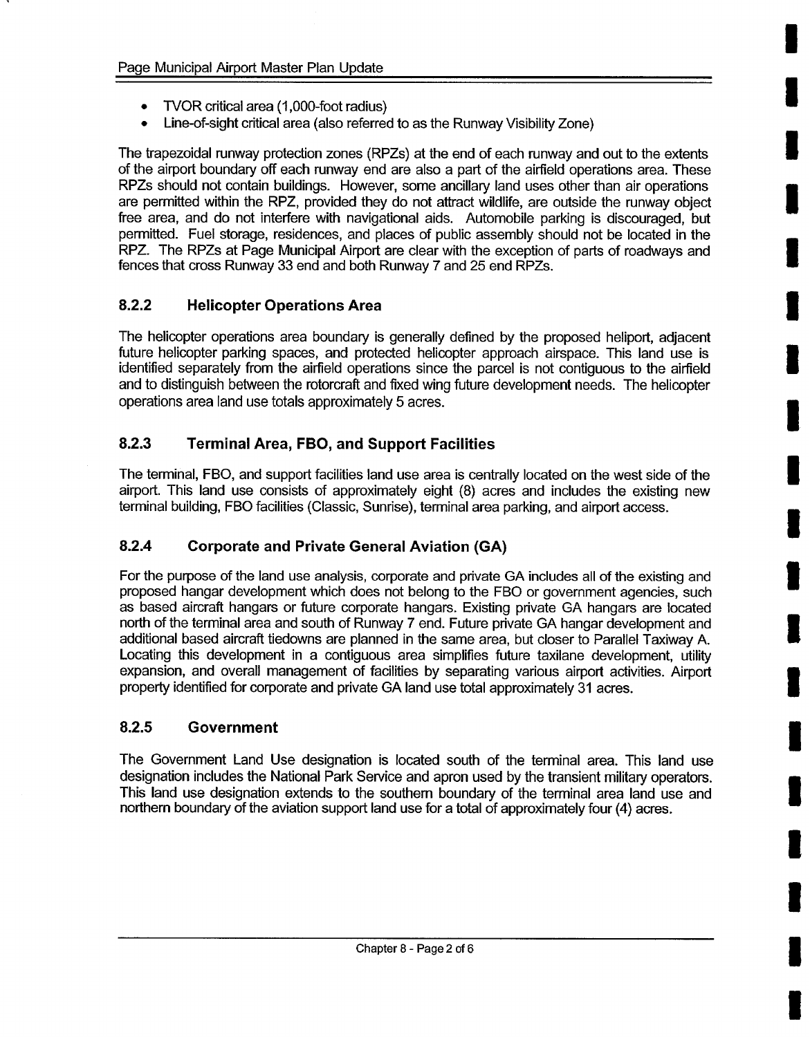- TVOR critical area (1,000-foot radius)
- Line-of-sight critical area (also referred to as the Runway Visibility Zone)

The trapezoidal runway protection zones (RPZs) at the end of each runway and out to the extents of the airport boundary off each runway end are also a part of the airfield operations area. These RPZs should not contain buildings. However, some ancillary land uses other than air operations are permitted within the RPZ, provided they do not attract wildlife, are outside the runway object free area, and do not interfere with navigational aids. Automobile parking is discouraged, but permitted. Fuel storage, residences, and places of public assembly should not be located in the RPZ. The RPZs at Page Municipal Airport are clear with the exception of parts of roadways and fences that cross Runway 33 end and both Runway 7 and 25 end RPZs.

### 8.2.2 Helicopter Operations Area

The helicopter operations area boundary is generally defined by the proposed heliport, adjacent future helicopter parking spaces, and protected helicopter approach airspace. This land use is identified separately from the airfield operations since the parcel is not contiguous to the airfield and to distinguish between the rotorcraft and fixed wing future development needs. The helicopter operations area land use totals approximately 5 acres.

### 8.2.3 Terminal Area, FBO, and Support Facilities

The terminal, FBO, and support facilities land use area is centrally located on the west side of the airport. This land use consists of approximately eight (8) acres and includes the existing new terminal building, FBO facilities (Classic, Sunrise), terminal area parking, and airport access.

### 8.2.4 Corporate and Private General Aviation (GA)

For the purpose of the land use analysis, corporate and private GA includes all of the existing and proposed hangar development which does not belong to the FBO or government agencies, such as based aircraft hangars or future corporate hangars. Existing private GA hangars are located north of the terminal area and south of Runway 7 end. Future private GA hangar development and additional based aircraft tiedowns are planned in the same area, but closer to Parallel Taxiway A. Locating this development in a contiguous area simplifies future taxilane development, utility expansion, and overall management of facilities by separating various airport activities. Airport property identified for corporate and private GA land use total approximately 31 acres.

### 8.2.5 Government

The Government Land Use designation is located south of the terminal area. This land use designation includes the National Park Service and apron used by the transient military operators. This land use designation extends to the southern boundary of the terminal area land use and northern boundary of the aviation support land use for a total of approximately four (4) acres.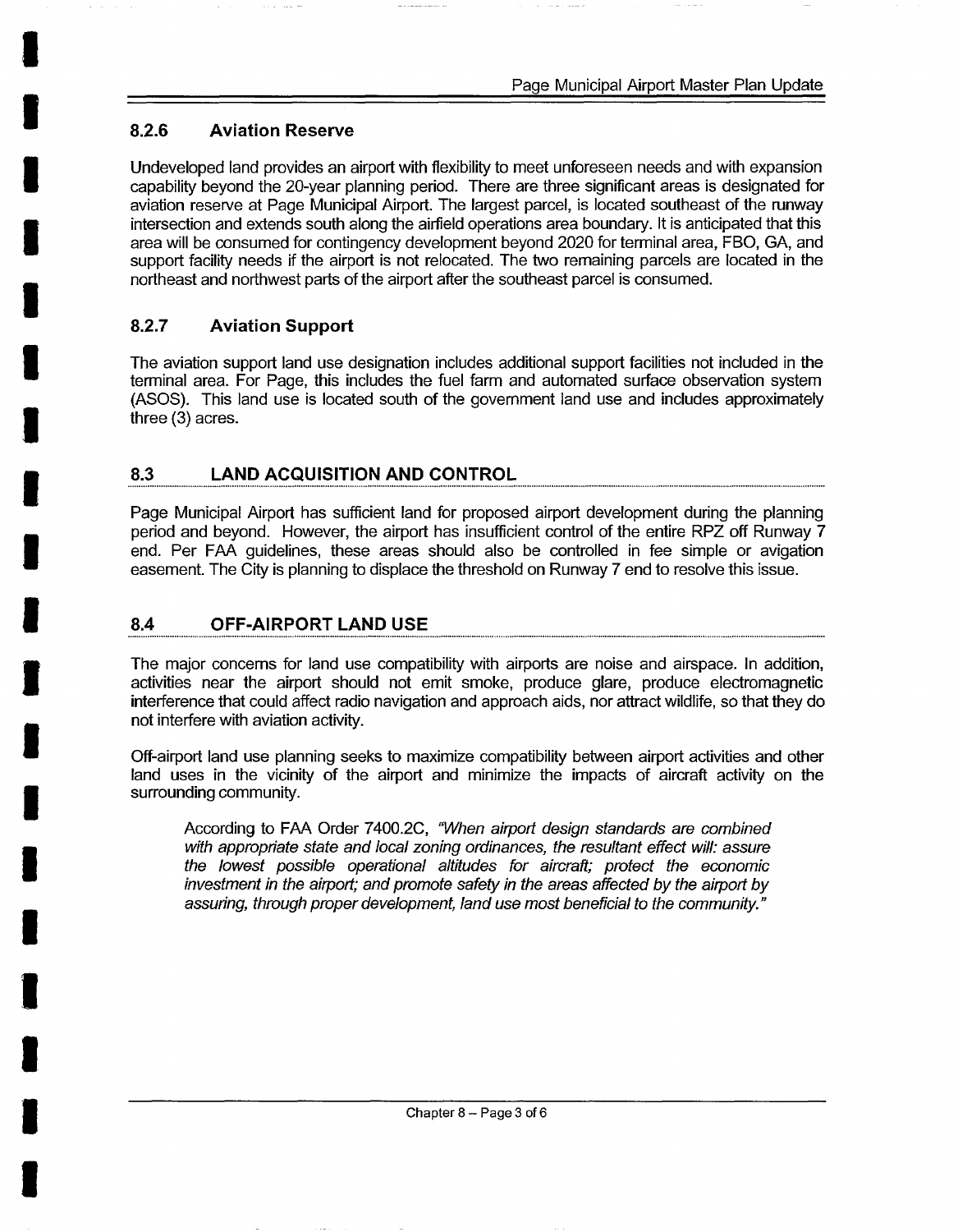### 8.2.6 Aviation Reserve

Undeveloped land provides an airport with flexibility to meet unforeseen needs and with expansion capability beyond the 20-year planning period. There are three significant areas is designated for aviation reserve at Page Municipal Airport. The largest parcel, is located southeast of the runway intersection and extends south along the airfield operations area boundary. It is anticipated that this area will be consumed for contingency development beyond 2020 for terminal area, FBO, GA, and support facility needs if the airport is not relocated. The two remaining parcels are located in the northeast and northwest parts of the airport after the southeast parcel is consumed.

### 8.2.7 Aviation Support

The aviation support land use designation includes additional support facilities not included in the terminal area. For Page, this includes the fuel farm and automated surface observation system (ASOS). This land use is located south of the government land use and includes approximately three (3) acres.

## 8.3 LAND ACQUISITION AND CONTROL

Page Municipal Airport has sufficient land for proposed airport development during the planning period and beyond. However, the airport has insufficient control of the entire RPZ off Runway 7 end. Per FAA guidelines, these areas should also be controlled in fee simple or avigation easement. The City is planning to displace the threshold on Runway 7 end to resolve this issue.

## 8.4 OFF-AIRPORT LAND USE

The major concerns for land use compatibility with airports are noise and airspace. In addition, activities near the airport should not emit smoke, produce glare, produce electromagnetic interference that could affect radio navigation and approach aids, nor attract wildlife, so that they do not interfere with aviation activity.

Off-airport land use planning seeks to maximize compatibility between airport activities and other land uses in the vicinity of the airport and minimize the impacts of aircraft activity on the surrounding community.

> According to FAA Order 7400.2C, *"When airport design standards are combined with appropriate state and local zoning ordinances, the resultant effect will: assure the lowest possible operational altitudes for aircraft; protect the economic investment in the airport; and promote safety in the areas affected by the airport by assuring, through proper development, land use most beneficial to the community."*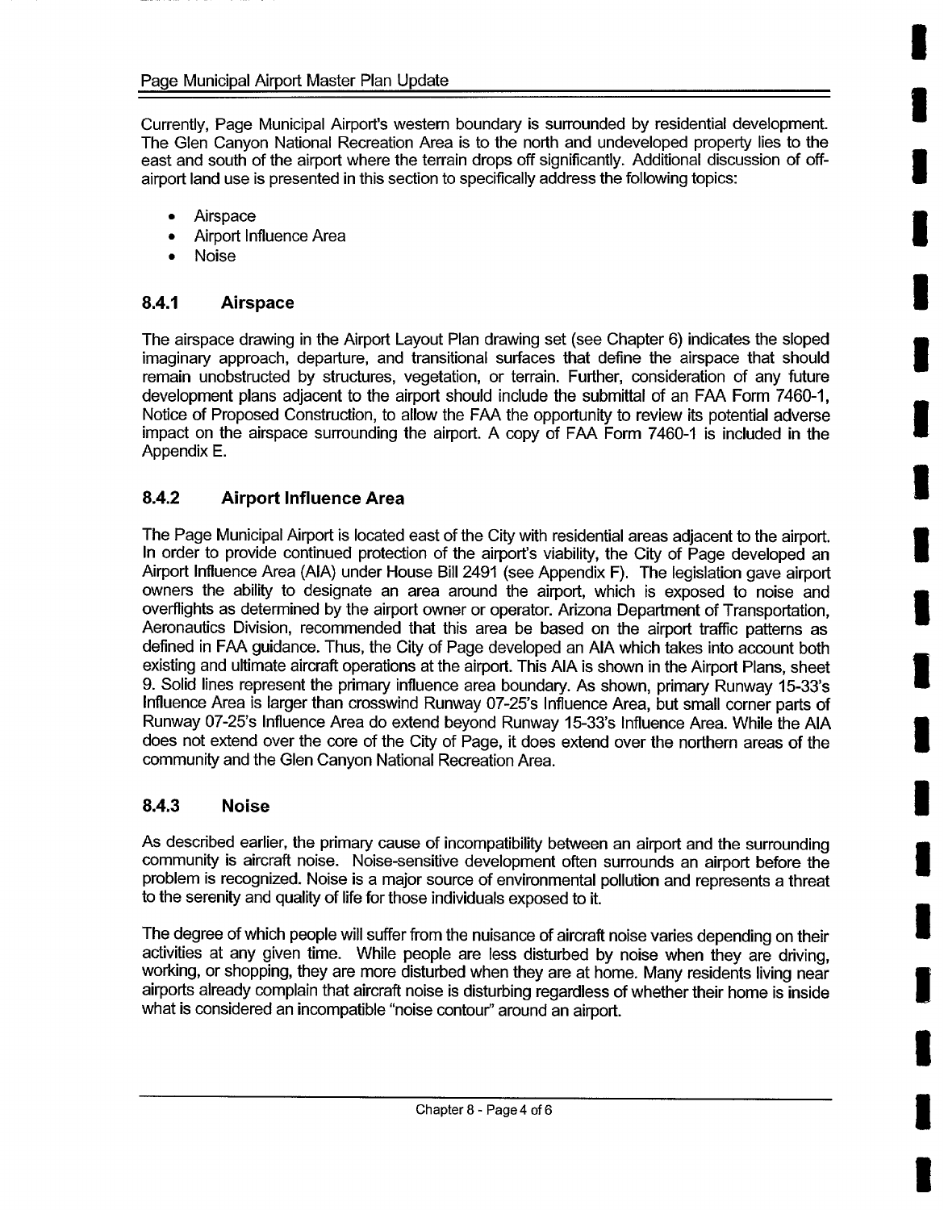Currently, Page Municipal Airport's western boundary is surrounded by residential development. The Glen Canyon National Recreation Area is to the north and undeveloped property lies to the east and south of the airport where the terrain drops off significantly. Additional discussion of off-airport land use is presented in this section to specifically address the following topics:

- Airspace
- Airport Influence Area
- Noise

### 8.4.1 Airspace

The airspace drawing in the Airport Layout Plan drawing set (see Chapter 6) indicates the sloped imaginary approach, departure, and transitional surfaces that define the airspace that should remain unobstructed by structures, vegetation, or terrain. Further, consideration of any future development plans adjacent to the airport should include the submittal of an FAA Form 7460-1, Notice of Proposed Construction, to allow the FAA the opportunity to review its potential adverse impact on the airspace surrounding the airport. A copy of FAA Form 7460-1 is included in the Appendix E.

### 8.4.2 Airport Influence Area

The Page Municipal Airport is located east of the City with residential areas adjacent to the airport. In order to provide continued protection of the airport's viability, the City of Page developed an Airport Influence Area (AIA) under House Bill 2491 (see Appendix F). The legislation gave airport owners the ability to designate an area around the airport, which is exposed to noise and overflights as determined by the airport owner or operator. Arizona Department of Transportation, Aeronautics Division, recommended that this area be based on the airport traffic patterns as defined in FAA guidance. Thus, the City of Page developed an AIA which takes into account both existing and ultimate aircraft operations at the airport. This AIA is shown in the Airport Plans, sheet 9. Solid lines represent the primary influence area boundary. As shown, primary Runway 15-33's Influence Area is larger than crosswind Runway 07-25's Influence Area, but small corner parts of Runway 07-25's Influence Area do extend beyond Runway 15-33's Influence Area. While the AIA does not extend over the core of the City of Page, it does extend over the northern areas of the community and the Glen Canyon National Recreation Area.

### 8.4.3 Noise

As described earlier, the primary cause of incompatibility between an airport and the surrounding community is aircraft noise. Noise-sensitive development often surrounds an airport before the problem is recognized. Noise is a major source of environmental pollution and represents a threat to the serenity and quality of life for those individuals exposed to it.

The degree of which people will suffer from the nuisance of aircraft noise varies depending on their activities at any given time. While people are less disturbed by noise when they are driving, working, or shopping, they are more disturbed when they are at home. Many residents living near airports already complain that aircraft noise is disturbing regardless of whether their home is inside what is considered an incompatible "noise contour" around an airport.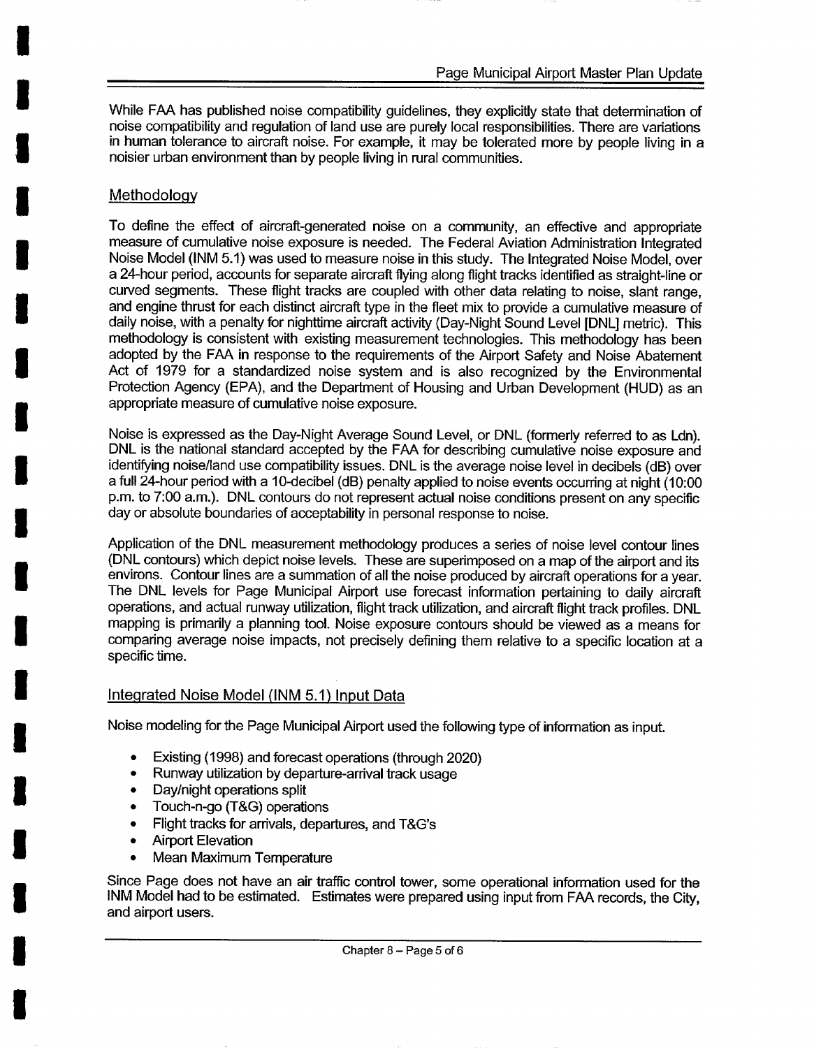While FAA has published noise compatibility guidelines, they explicitly state that determination of noise compatibility and regulation of land use are purely local responsibilities. There are variations in human tolerance to aircraft noise. For example, it may be tolerated more by people living in a noisier urban environment than by people living in rural communities.

## Methodology

To define the effect of aircraft-generated noise on a community, an effective and appropriate measure of cumulative noise exposure is needed. The Federal Aviation Administration Integrated Noise Model (INM 5.1) was used to measure noise in this study. The Integrated Noise Model, over a 24-hour period, accounts for separate aircraft flying along flight tracks identified as straight-line or curved segments. These flight tracks are coupled with other data relating to noise, slant range, and engine thrust for each distinct aircraft type in the fleet mix to provide a cumulative measure of daily noise, with a penalty for nighttime aircraft activity (Day-Night Sound Level [DNL] metric). This methodology is consistent with existing measurement technologies. This methodology has been adopted by the FAA in response to the requirements of the Airport Safety and Noise Abatement Act of 1979 for a standardized noise system and is also recognized by the Environmental Protection Agency (EPA), and the Department of Housing and Urban Development (HUD) as an appropriate measure of cumulative noise exposure.

Noise is expressed as the Day-Night Average Sound Level, or DNL (formerly referred to as Ldn). DNL is the national standard accepted by the FAA for describing cumulative noise exposure and identifying noise/land use compatibility issues. DNL is the average noise level in decibels (dB) over a full 24-hour period with a 10-decibel (dB) penalty applied to noise events occurring at night (10:00 p.m. to 7:00 a.m.). DNL contours do not represent actual noise conditions present on any specific day or absolute boundaries of acceptability in personal response to noise.

Application of the DNL measurement methodology produces a series of noise level contour lines (DNL contours) which depict noise levels. These are superimposed on a map of the airport and its environs. Contour lines are a summation of all the noise produced by aircraft operations for a year. The DNL levels for Page Municipal Airport use forecast information pertaining to daily aircraft operations, and actual runway utilization, flight track utilization, and aircraft flight track profiles. DNL mapping is primarily a planning tool. Noise exposure contours should be viewed as a means for comparing average noise impacts, not precisely defining them relative to a specific location at a specific time.

## Integrated Noise Model (INM 5.1) Input Data

Noise modeling for the Page Municipal Airport used the following type of information as input.

- Existing (1998) and forecast operations (through 2020)
- Runway utilization by departure-arrival track usage
- Day/night operations split
- Touch-n-go (T&G) operations
- Flight tracks for arrivals, departures, and T&G's
- Airport Elevation
- Mean Maximum Temperature

Since Page does not have an air traffic control tower, some operational information used for the INM Model had to be estimated. Estimates were prepared using input from FAA records, the City, and airport users.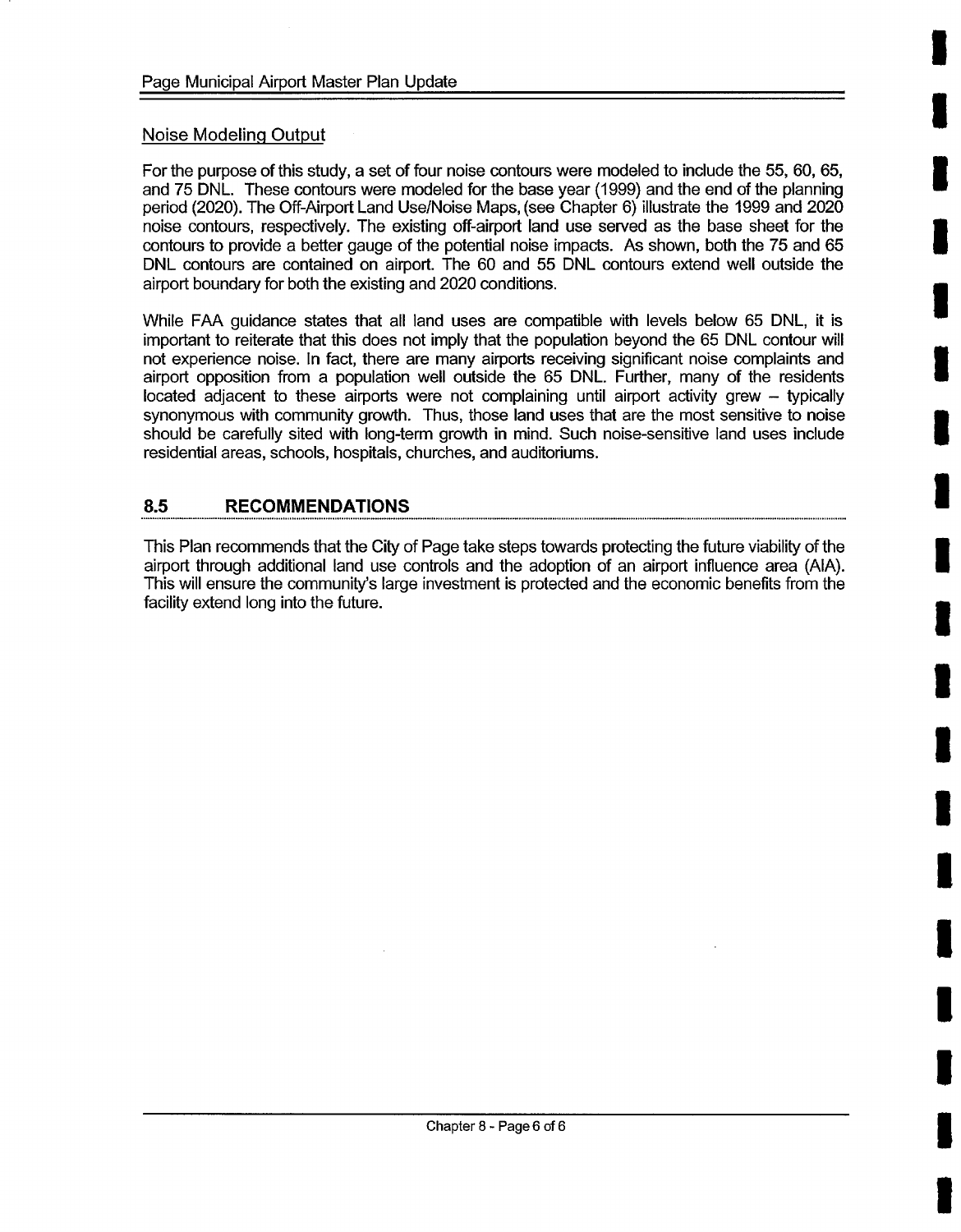### Noise Modeling Output

For the purpose of this study, a set of four noise contours were modeled to include the 55, 60, 65, and 75 DNL. These contours were modeled for the base year (1999) and the end of the planning period (2020). The Off-Airport Land Use/Noise Maps, (see Chapter 6) illustrate the 1999 and 2020 noise contours, respectively. The existing off-airport land use served as the base sheet for the contours to provide a better gauge of the potential noise impacts. As shown, both the 75 and 65 DNL contours are contained on airport. The 60 and 55 DNL contours extend well outside the airport boundary for both the existing and 2020 conditions.

While FAA guidance states that all land uses are compatible with levels below 65 DNL, it is important to reiterate that this does not imply that the population beyond the 65 DNL contour will not experience noise. In fact, there are many airports receiving significant noise complaints and airport opposition from a population well outside the 65 DNL. Further, many of the residents located adjacent to these airports were not complaining until airport activity grew – typically synonymous with community growth. Thus, those land uses that are the most sensitive to noise should be carefully sited with long-term growth in mind. Such noise-sensitive land uses include residential areas, schools, hospitals, churches, and auditoriums.

## 8.5 RECOMMENDATIONS

This Plan recommends that the City of Page take steps towards protecting the future viability of the airport through additional land use controls and the adoption of an airport influence area (AIA). This will ensure the community's large investment is protected and the economic benefits from the facility extend long into the future.